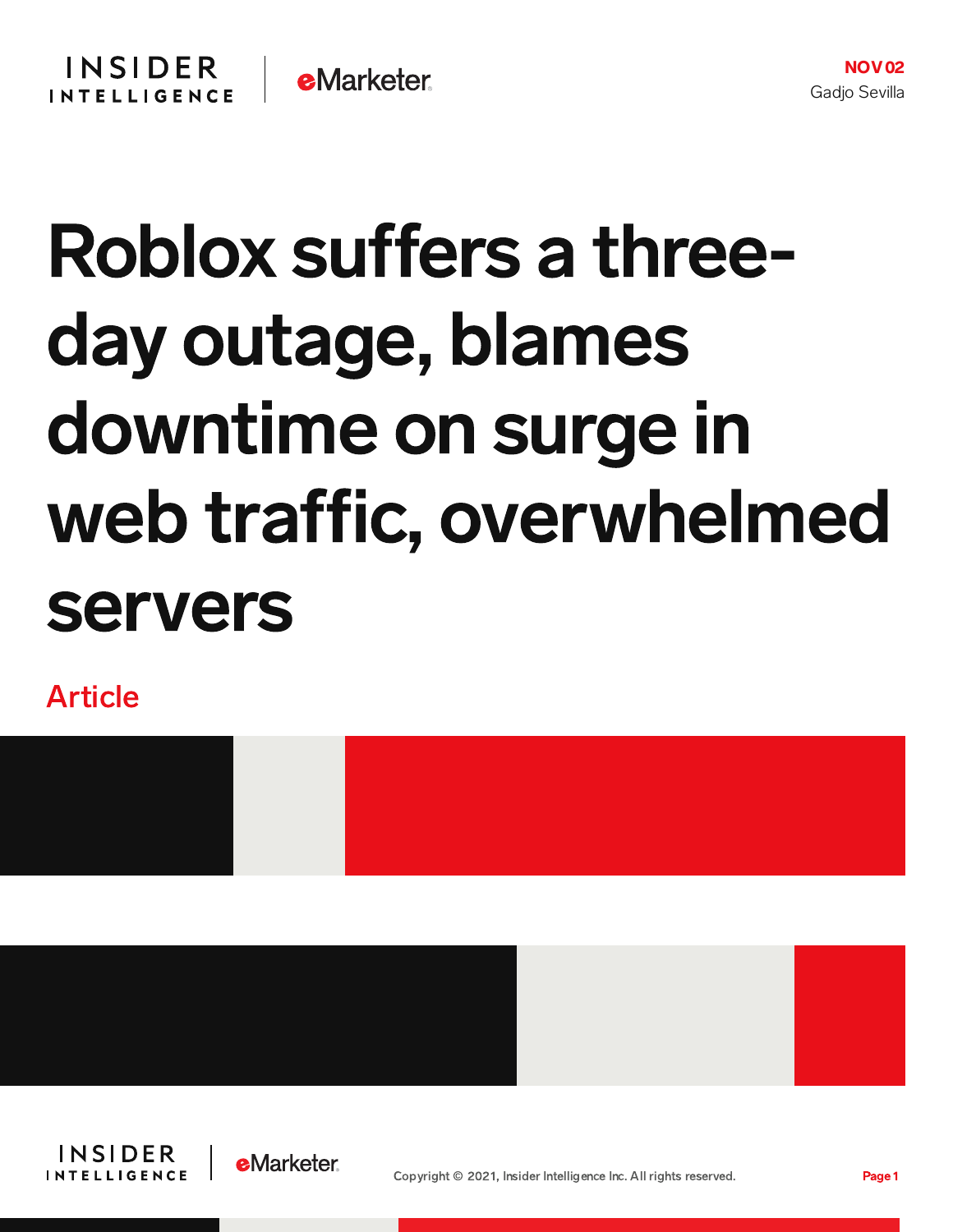INSIDER INTELLIGENCE | eMarketer

**NOV 02**
Gadjo Sevilla

# Roblox suffers a three-day outage, blames downtime on surge in web traffic, overwhelmed servers

Article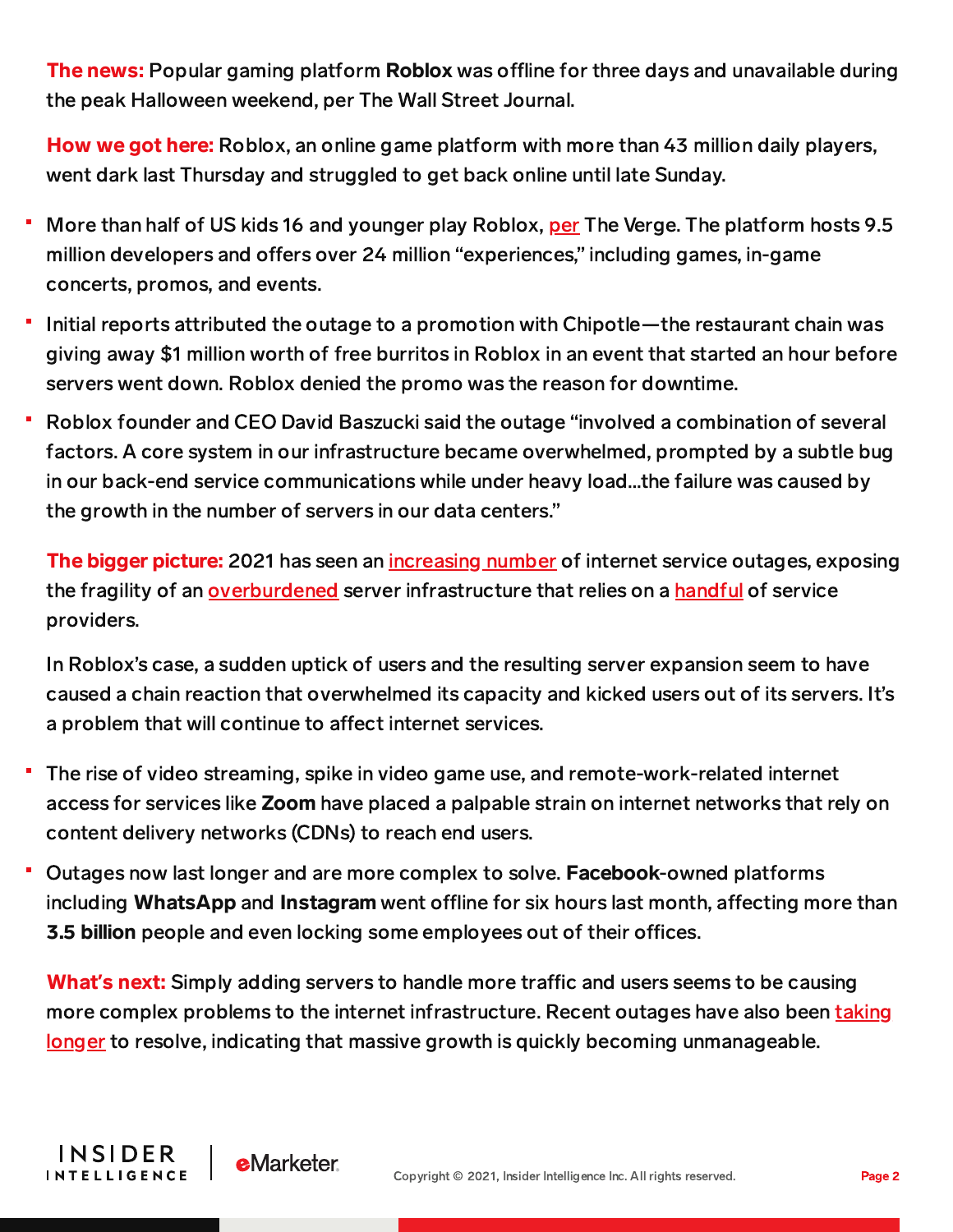**The news:** Popular gaming platform **Roblox** was offline for three days and unavailable during the peak Halloween weekend, per The Wall Street Journal.

**How we got here:** Roblox, an online game platform with more than 43 million daily players, went dark last Thursday and struggled to get back online until late Sunday.

- More than half of US kids 16 and younger play Roblox, per The Verge. The platform hosts 9.5 million developers and offers over 24 million "experiences," including games, in-game concerts, promos, and events.
- Initial reports attributed the outage to a promotion with Chipotle—the restaurant chain was giving away $1 million worth of free burritos in Roblox in an event that started an hour before servers went down. Roblox denied the promo was the reason for downtime.
- Roblox founder and CEO David Baszucki said the outage "involved a combination of several factors. A core system in our infrastructure became overwhelmed, prompted by a subtle bug in our back-end service communications while under heavy load...the failure was caused by the growth in the number of servers in our data centers."

**The bigger picture:** 2021 has seen an increasing number of internet service outages, exposing the fragility of an overburdened server infrastructure that relies on a handful of service providers.

In Roblox's case, a sudden uptick of users and the resulting server expansion seem to have caused a chain reaction that overwhelmed its capacity and kicked users out of its servers. It's a problem that will continue to affect internet services.

- The rise of video streaming, spike in video game use, and remote-work-related internet access for services like **Zoom** have placed a palpable strain on internet networks that rely on content delivery networks (CDNs) to reach end users.
- Outages now last longer and are more complex to solve. **Facebook**-owned platforms including **WhatsApp** and **Instagram** went offline for six hours last month, affecting more than **3.5 billion** people and even locking some employees out of their offices.

**What's next:** Simply adding servers to handle more traffic and users seems to be causing more complex problems to the internet infrastructure. Recent outages have also been taking longer to resolve, indicating that massive growth is quickly becoming unmanageable.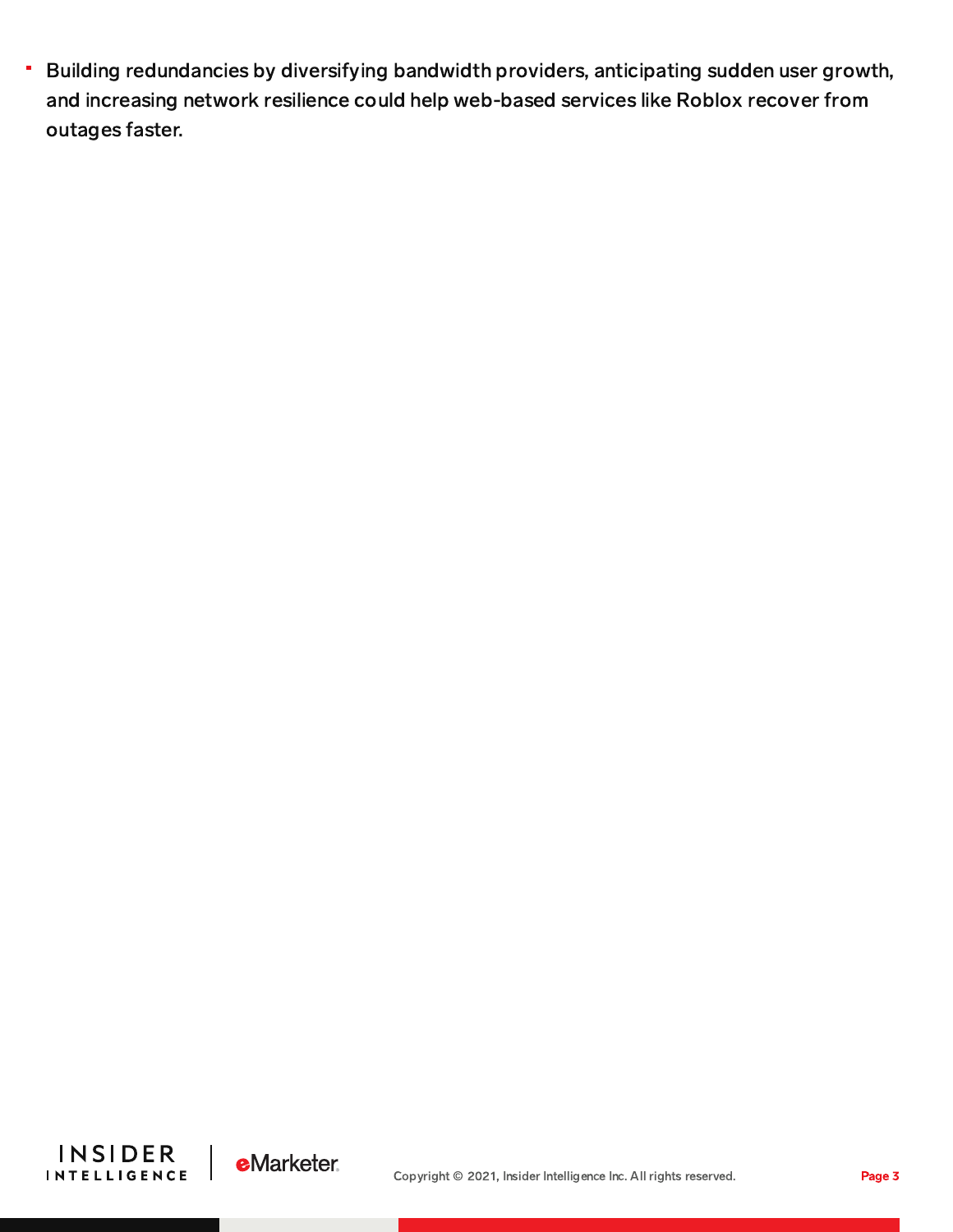- Building redundancies by diversifying bandwidth providers, anticipating sudden user growth, and increasing network resilience could help web-based services like Roblox recover from outages faster.